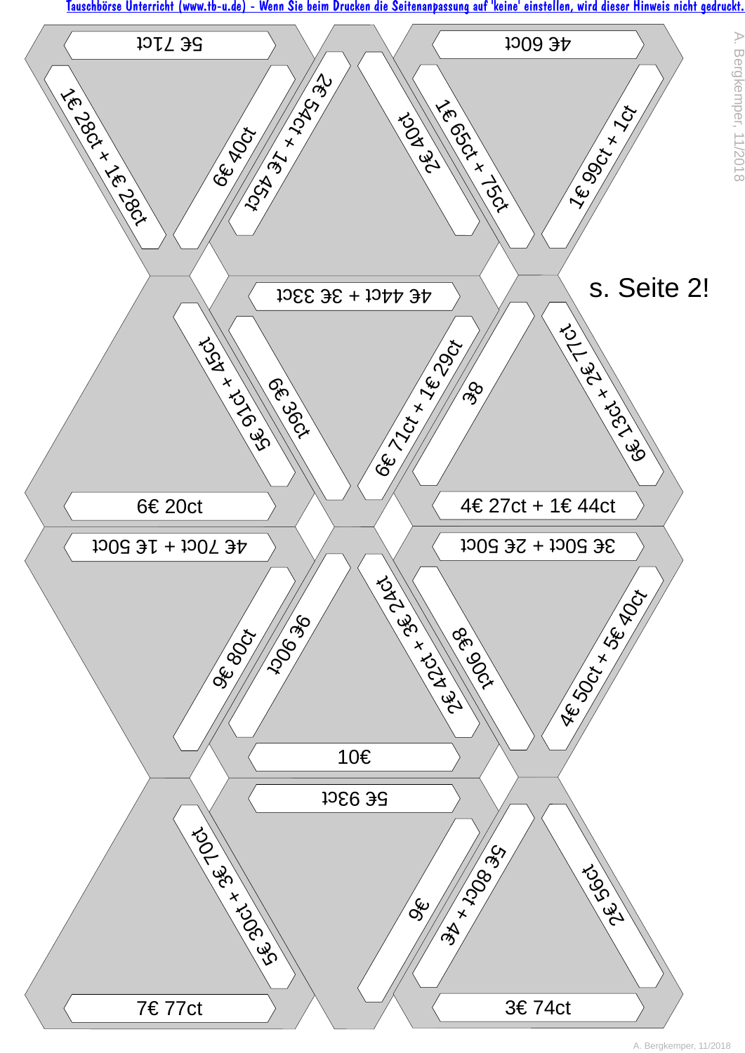5€ 71ct

1€ 28ct + 1€ 28ct

6€ 40ct

2€ 54ct + 1€ 45ct

2€ 40ct

4€ 60ct

1€ 65ct + 75ct

1€ 99ct + 1ct

s. Seite 2!

4€ 44ct + 3€ 33ct

5€ 91ct + 45ct

6€ 39ct

6€ 71ct + 1€ 29ct

8€

6€ 13ct + 2€ 77ct

6€ 20ct

4€ 27ct + 1€ 44ct

4€ 70ct + 1€ 50ct

3€ 50ct + 2€ 50ct

9€ 80ct

9€ 90ct

3€ 24ct + 2€ 42ct

8€ 90ct

4€ 50ct + 5€ 40ct

10€

5€ 93ct

5€ 30ct + 3€ 70ct

9€

5€ 80ct + 4€

2€ 56ct

7€ 77ct

3€ 74ct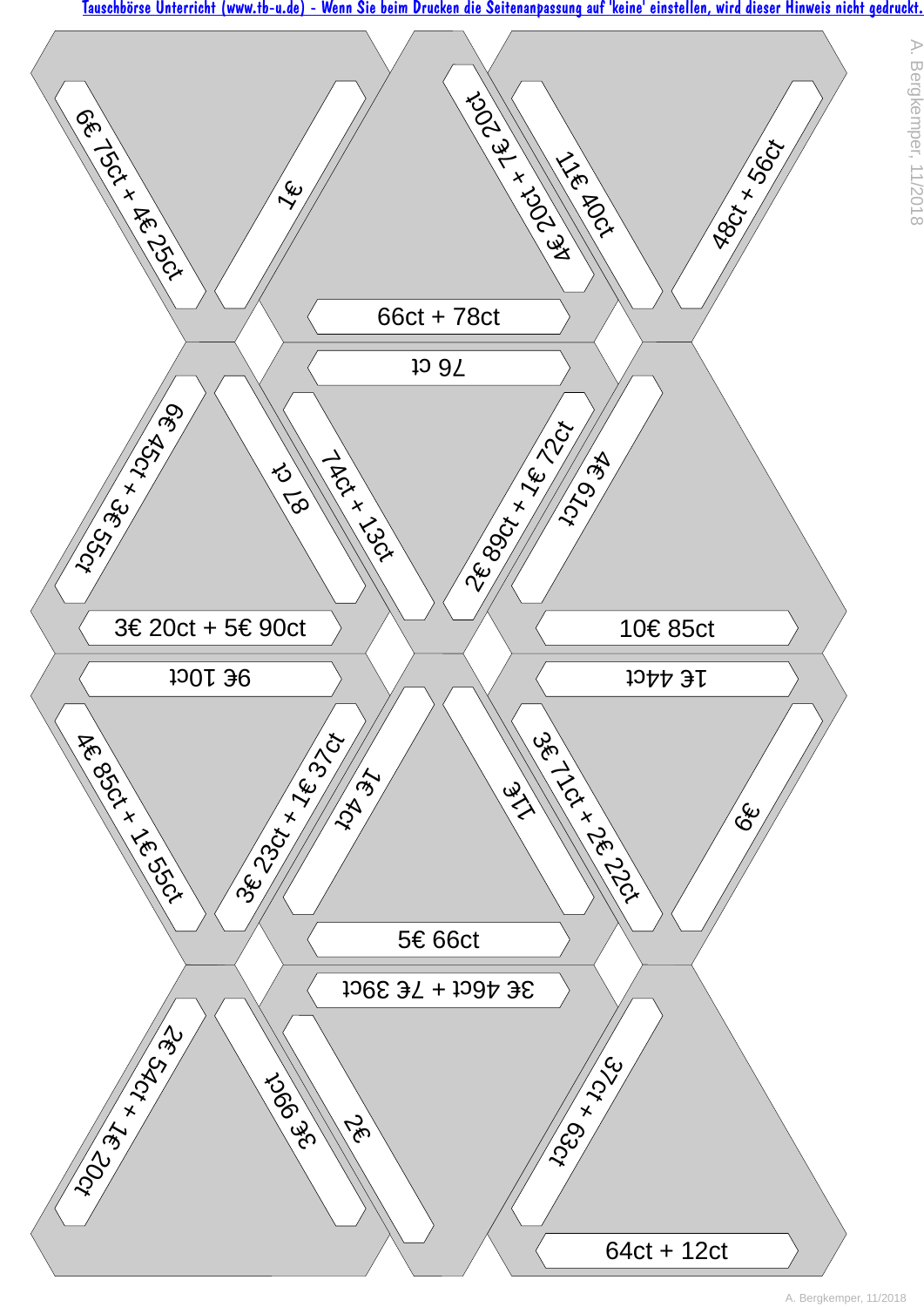Tauschbörse Unterricht (www.tb-u.de) - Wenn Sie beim Drucken die Seitenanpassung auf 'keine' einstellen, wird dieser Hinweis nicht gedruckt.

A. Bergkemper, 11/2018

6€ 75ct + 4€ 25ct

1€

4€ 20ct + 7€ 20ct

11€ 40ct

48ct + 56ct

66ct + 78ct

76 ct

6€ 45ct + 3€ 55ct

87 ct

74ct + 13ct

2€ 89ct + 1€ 72ct

4€ 61ct

3€ 20ct + 5€ 90ct

10€ 85ct

9€ 10ct

1€ 44ct

4€ 85ct + 1€ 55ct

3€ 23ct + 1€ 37ct

1€ 4ct

11€

3€ 71ct + 2€ 22ct

6€

5€ 66ct

3€ 46ct + 7€ 39ct

2€ 54ct + 1€ 20ct

3€ 99ct

2€

37ct + 63ct

64ct + 12ct